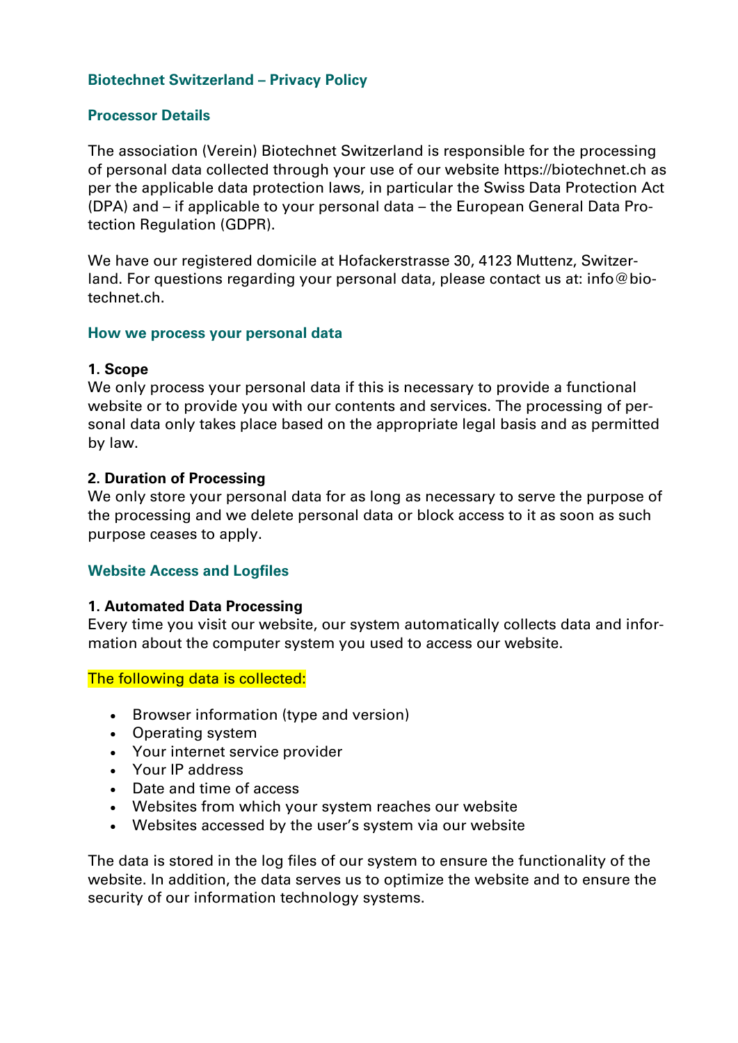# Biotechnet Switzerland – Privacy Policy

## Processor Details

The association (Verein) Biotechnet Switzerland is responsible for the processing of personal data collected through your use of our website https://biotechnet.ch as per the applicable data protection laws, in particular the Swiss Data Protection Act (DPA) and – if applicable to your personal data – the European General Data Protection Regulation (GDPR).

We have our registered domicile at Hofackerstrasse 30, 4123 Muttenz, Switzerland. For questions regarding your personal data, please contact us at: info@biotechnet.ch.

## How we process your personal data

### 1. Scope

We only process your personal data if this is necessary to provide a functional website or to provide you with our contents and services. The processing of personal data only takes place based on the appropriate legal basis and as permitted by law.

### 2. Duration of Processing

We only store your personal data for as long as necessary to serve the purpose of the processing and we delete personal data or block access to it as soon as such purpose ceases to apply.

## Website Access and Logfiles

### 1. Automated Data Processing

Every time you visit our website, our system automatically collects data and information about the computer system you used to access our website.

The following data is collected:

- Browser information (type and version)
- Operating system
- Your internet service provider
- Your IP address
- Date and time of access
- Websites from which your system reaches our website
- Websites accessed by the user's system via our website

The data is stored in the log files of our system to ensure the functionality of the website. In addition, the data serves us to optimize the website and to ensure the security of our information technology systems.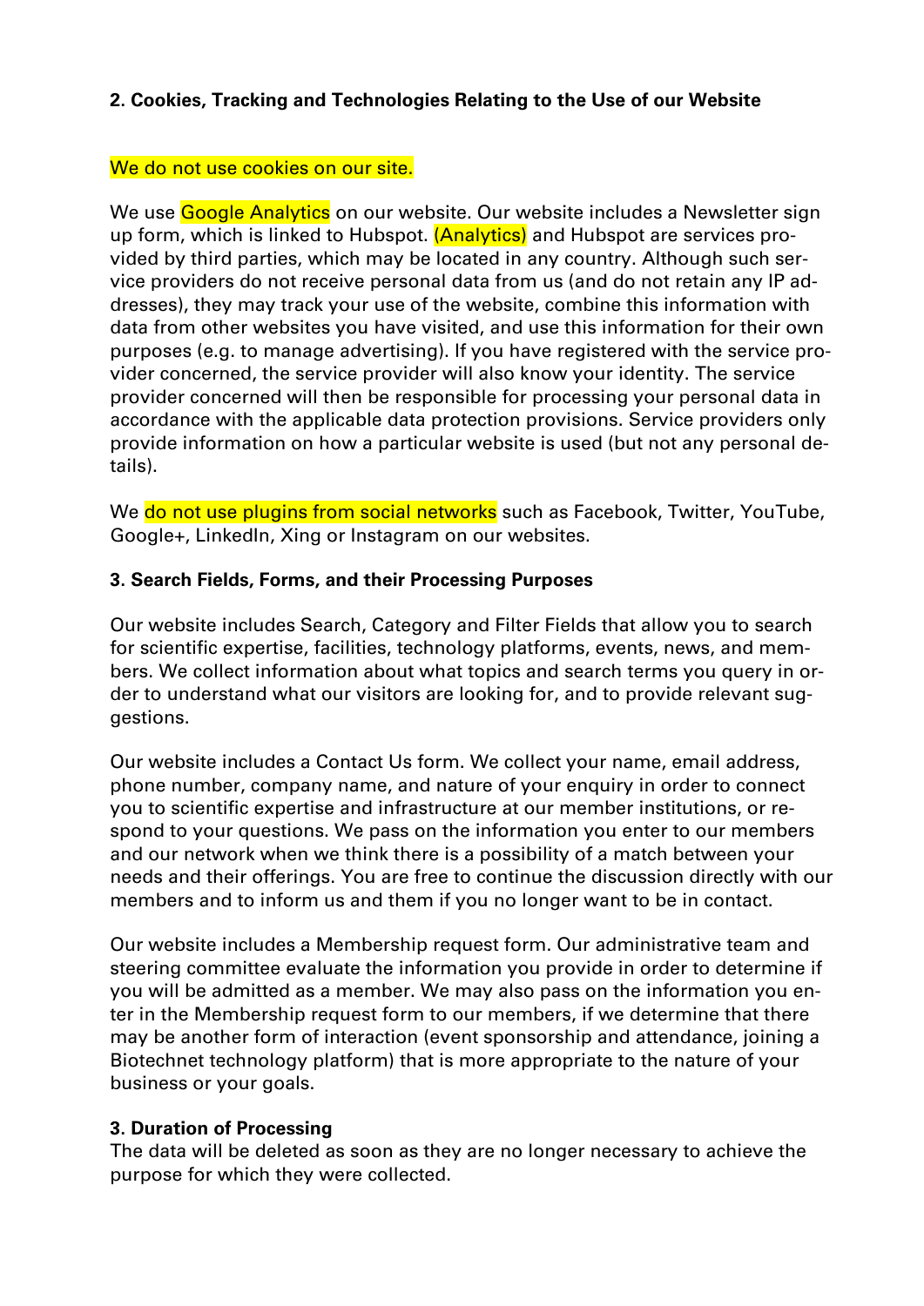**2. Cookies, Tracking and Technologies Relating to the Use of our Website**

We do not use cookies on our site.

We use Google Analytics on our website. Our website includes a Newsletter sign up form, which is linked to Hubspot. (Analytics) and Hubspot are services provided by third parties, which may be located in any country. Although such service providers do not receive personal data from us (and do not retain any IP addresses), they may track your use of the website, combine this information with data from other websites you have visited, and use this information for their own purposes (e.g. to manage advertising). If you have registered with the service provider concerned, the service provider will also know your identity. The service provider concerned will then be responsible for processing your personal data in accordance with the applicable data protection provisions. Service providers only provide information on how a particular website is used (but not any personal details).

We do not use plugins from social networks such as Facebook, Twitter, YouTube, Google+, LinkedIn, Xing or Instagram on our websites.

**3. Search Fields, Forms, and their Processing Purposes**

Our website includes Search, Category and Filter Fields that allow you to search for scientific expertise, facilities, technology platforms, events, news, and members. We collect information about what topics and search terms you query in order to understand what our visitors are looking for, and to provide relevant suggestions.

Our website includes a Contact Us form. We collect your name, email address, phone number, company name, and nature of your enquiry in order to connect you to scientific expertise and infrastructure at our member institutions, or respond to your questions. We pass on the information you enter to our members and our network when we think there is a possibility of a match between your needs and their offerings. You are free to continue the discussion directly with our members and to inform us and them if you no longer want to be in contact.

Our website includes a Membership request form. Our administrative team and steering committee evaluate the information you provide in order to determine if you will be admitted as a member. We may also pass on the information you enter in the Membership request form to our members, if we determine that there may be another form of interaction (event sponsorship and attendance, joining a Biotechnet technology platform) that is more appropriate to the nature of your business or your goals.

**3. Duration of Processing**

The data will be deleted as soon as they are no longer necessary to achieve the purpose for which they were collected.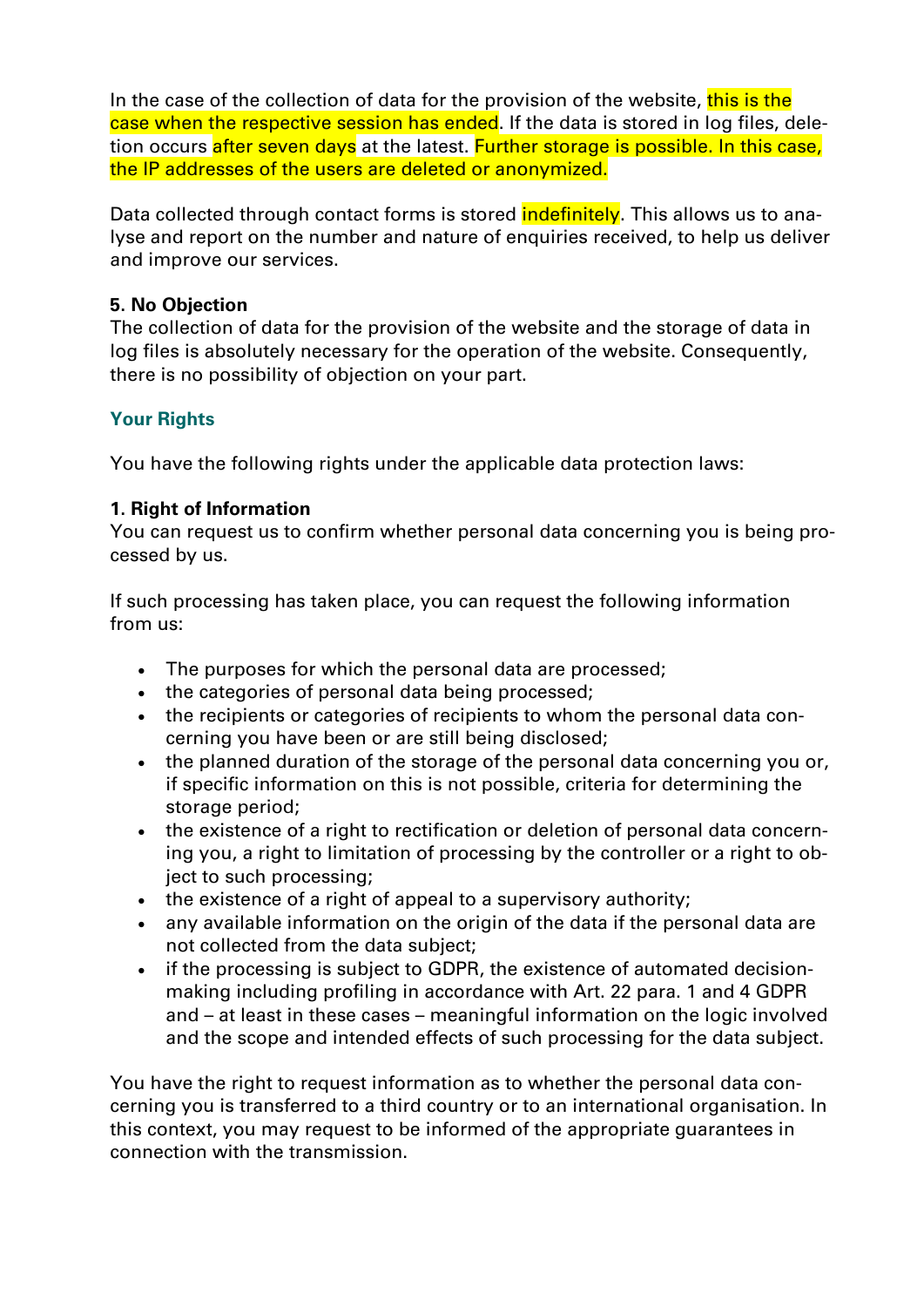In the case of the collection of data for the provision of the website, this is the case when the respective session has ended. If the data is stored in log files, deletion occurs after seven days at the latest. Further storage is possible. In this case, the IP addresses of the users are deleted or anonymized.

Data collected through contact forms is stored indefinitely. This allows us to analyse and report on the number and nature of enquiries received, to help us deliver and improve our services.

**5. No Objection**
The collection of data for the provision of the website and the storage of data in log files is absolutely necessary for the operation of the website. Consequently, there is no possibility of objection on your part.

## Your Rights

You have the following rights under the applicable data protection laws:

**1. Right of Information**
You can request us to confirm whether personal data concerning you is being processed by us.

If such processing has taken place, you can request the following information from us:

- The purposes for which the personal data are processed;
- the categories of personal data being processed;
- the recipients or categories of recipients to whom the personal data concerning you have been or are still being disclosed;
- the planned duration of the storage of the personal data concerning you or, if specific information on this is not possible, criteria for determining the storage period;
- the existence of a right to rectification or deletion of personal data concerning you, a right to limitation of processing by the controller or a right to object to such processing;
- the existence of a right of appeal to a supervisory authority;
- any available information on the origin of the data if the personal data are not collected from the data subject;
- if the processing is subject to GDPR, the existence of automated decision-making including profiling in accordance with Art. 22 para. 1 and 4 GDPR and – at least in these cases – meaningful information on the logic involved and the scope and intended effects of such processing for the data subject.

You have the right to request information as to whether the personal data concerning you is transferred to a third country or to an international organisation. In this context, you may request to be informed of the appropriate guarantees in connection with the transmission.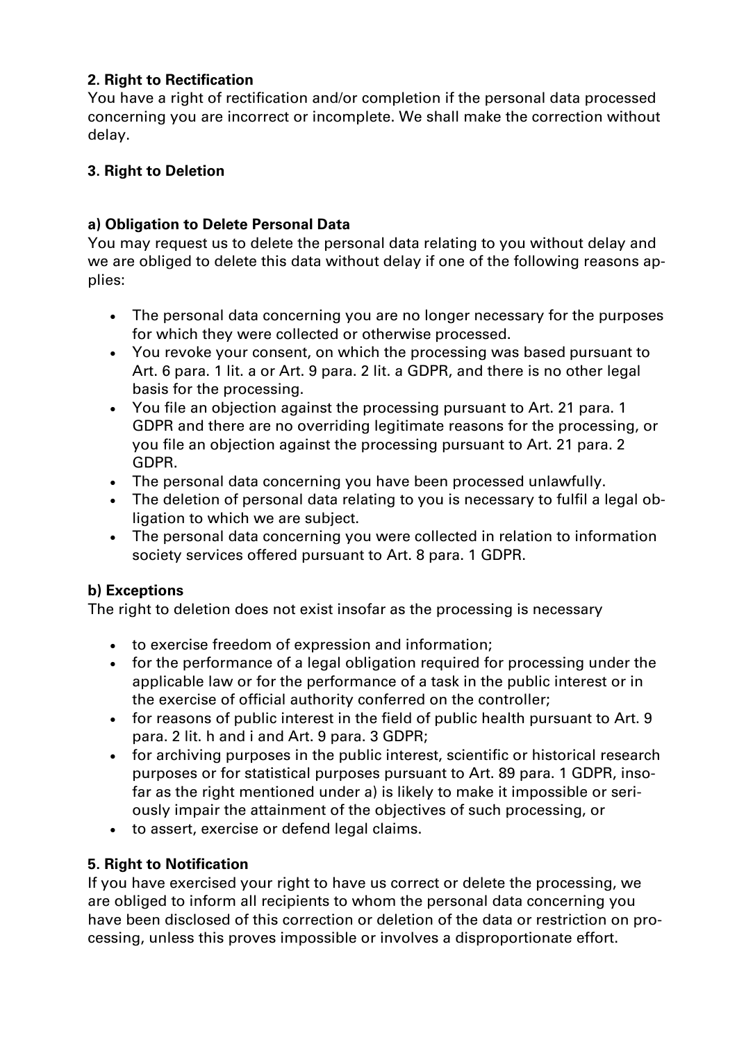**2. Right to Rectification**

You have a right of rectification and/or completion if the personal data processed concerning you are incorrect or incomplete. We shall make the correction without delay.

**3. Right to Deletion**

**a) Obligation to Delete Personal Data**

You may request us to delete the personal data relating to you without delay and we are obliged to delete this data without delay if one of the following reasons applies:

- The personal data concerning you are no longer necessary for the purposes for which they were collected or otherwise processed.
- You revoke your consent, on which the processing was based pursuant to Art. 6 para. 1 lit. a or Art. 9 para. 2 lit. a GDPR, and there is no other legal basis for the processing.
- You file an objection against the processing pursuant to Art. 21 para. 1 GDPR and there are no overriding legitimate reasons for the processing, or you file an objection against the processing pursuant to Art. 21 para. 2 GDPR.
- The personal data concerning you have been processed unlawfully.
- The deletion of personal data relating to you is necessary to fulfil a legal obligation to which we are subject.
- The personal data concerning you were collected in relation to information society services offered pursuant to Art. 8 para. 1 GDPR.

**b) Exceptions**

The right to deletion does not exist insofar as the processing is necessary

- to exercise freedom of expression and information;
- for the performance of a legal obligation required for processing under the applicable law or for the performance of a task in the public interest or in the exercise of official authority conferred on the controller;
- for reasons of public interest in the field of public health pursuant to Art. 9 para. 2 lit. h and i and Art. 9 para. 3 GDPR;
- for archiving purposes in the public interest, scientific or historical research purposes or for statistical purposes pursuant to Art. 89 para. 1 GDPR, insofar as the right mentioned under a) is likely to make it impossible or seriously impair the attainment of the objectives of such processing, or
- to assert, exercise or defend legal claims.

**5. Right to Notification**

If you have exercised your right to have us correct or delete the processing, we are obliged to inform all recipients to whom the personal data concerning you have been disclosed of this correction or deletion of the data or restriction on processing, unless this proves impossible or involves a disproportionate effort.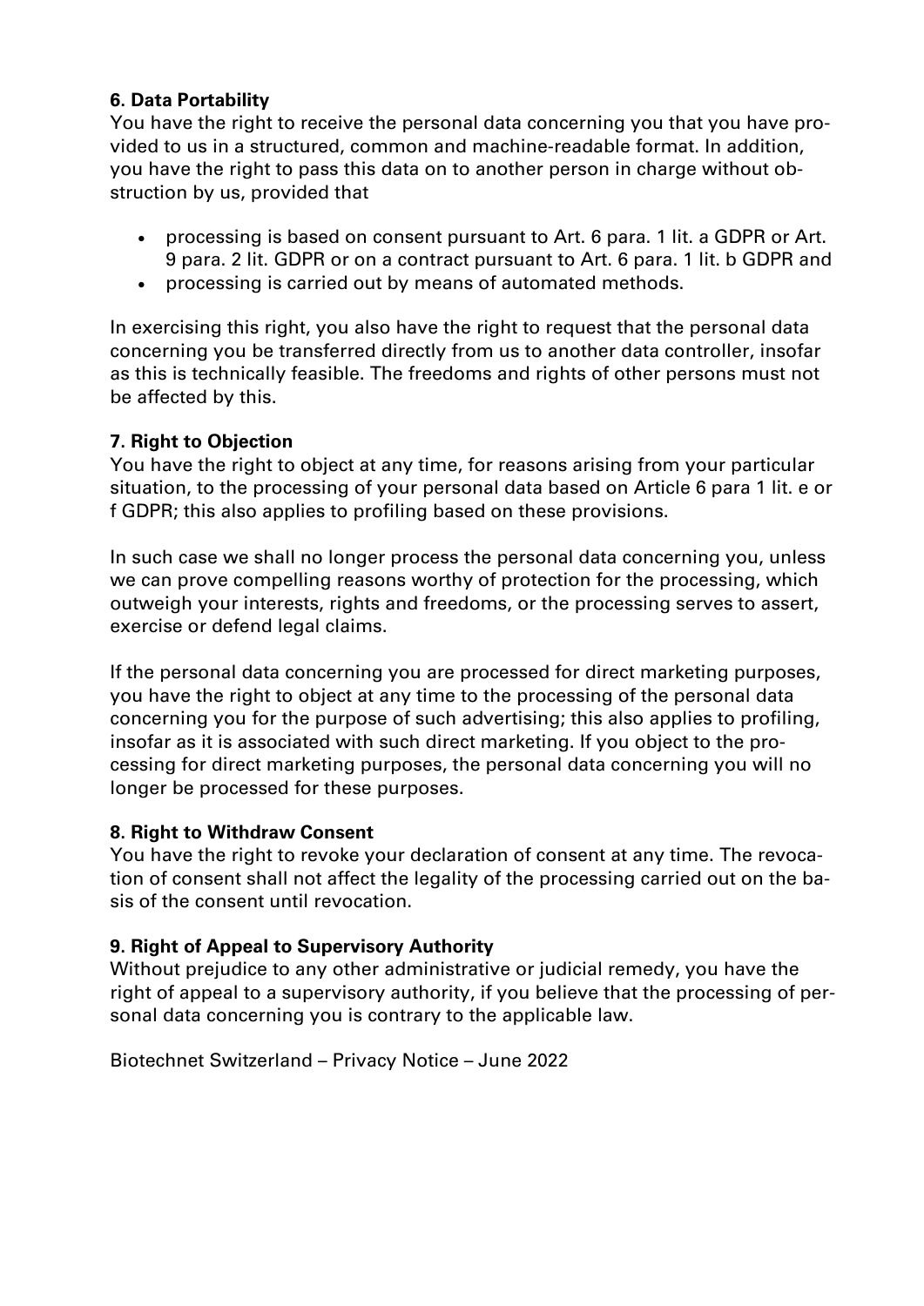**6. Data Portability**
You have the right to receive the personal data concerning you that you have provided to us in a structured, common and machine-readable format. In addition, you have the right to pass this data on to another person in charge without obstruction by us, provided that

- processing is based on consent pursuant to Art. 6 para. 1 lit. a GDPR or Art. 9 para. 2 lit. GDPR or on a contract pursuant to Art. 6 para. 1 lit. b GDPR and
- processing is carried out by means of automated methods.

In exercising this right, you also have the right to request that the personal data concerning you be transferred directly from us to another data controller, insofar as this is technically feasible. The freedoms and rights of other persons must not be affected by this.

**7. Right to Objection**
You have the right to object at any time, for reasons arising from your particular situation, to the processing of your personal data based on Article 6 para 1 lit. e or f GDPR; this also applies to profiling based on these provisions.

In such case we shall no longer process the personal data concerning you, unless we can prove compelling reasons worthy of protection for the processing, which outweigh your interests, rights and freedoms, or the processing serves to assert, exercise or defend legal claims.

If the personal data concerning you are processed for direct marketing purposes, you have the right to object at any time to the processing of the personal data concerning you for the purpose of such advertising; this also applies to profiling, insofar as it is associated with such direct marketing. If you object to the processing for direct marketing purposes, the personal data concerning you will no longer be processed for these purposes.

**8. Right to Withdraw Consent**
You have the right to revoke your declaration of consent at any time. The revocation of consent shall not affect the legality of the processing carried out on the basis of the consent until revocation.

**9. Right of Appeal to Supervisory Authority**
Without prejudice to any other administrative or judicial remedy, you have the right of appeal to a supervisory authority, if you believe that the processing of personal data concerning you is contrary to the applicable law.

Biotechnet Switzerland – Privacy Notice – June 2022